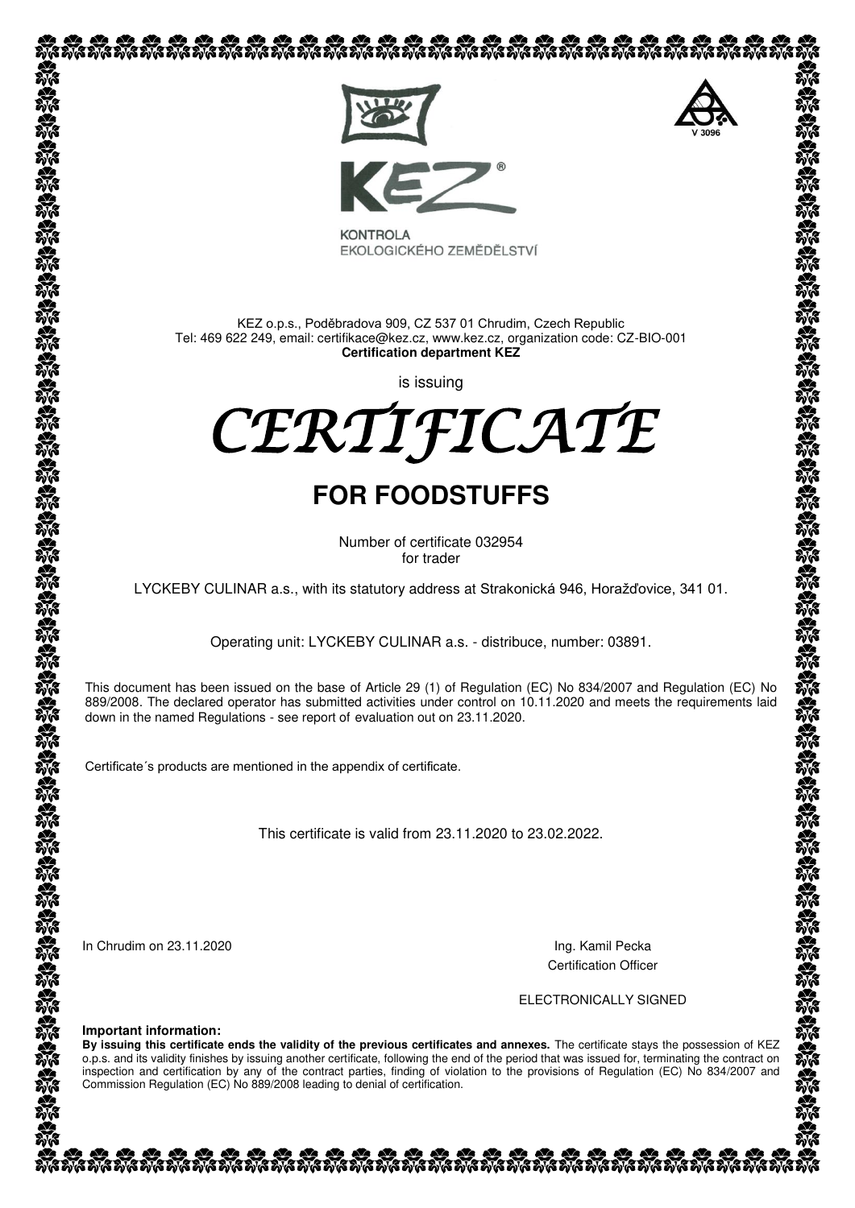KEZ®

KONTROLA
EKOLOGICKÉHO ZEMĚDĚLSTVÍ

V 3096

KEZ o.p.s., Poděbradova 909, CZ 537 01 Chrudim, Czech Republic
Tel: 469 622 249, email: certifikace@kez.cz, www.kez.cz, organization code: CZ-BIO-001
**Certification department KEZ**

is issuing

# *CERTIFICATE*

## FOR FOODSTUFFS

Number of certificate 032954
for trader

LYCKEBY CULINAR a.s., with its statutory address at Strakonická 946, Horažďovice, 341 01.

Operating unit: LYCKEBY CULINAR a.s. - distribuce, number: 03891.

This document has been issued on the base of Article 29 (1) of Regulation (EC) No 834/2007 and Regulation (EC) No 889/2008. The declared operator has submitted activities under control on 10.11.2020 and meets the requirements laid down in the named Regulations - see report of evaluation out on 23.11.2020.

Certificate´s products are mentioned in the appendix of certificate.

This certificate is valid from 23.11.2020 to 23.02.2022.

In Chrudim on 23.11.2020

Ing. Kamil Pecka
Certification Officer

ELECTRONICALLY SIGNED

**Important information:**
**By issuing this certificate ends the validity of the previous certificates and annexes.** The certificate stays the possession of KEZ o.p.s. and its validity finishes by issuing another certificate, following the end of the period that was issued for, terminating the contract on inspection and certification by any of the contract parties, finding of violation to the provisions of Regulation (EC) No 834/2007 and Commission Regulation (EC) No 889/2008 leading to denial of certification.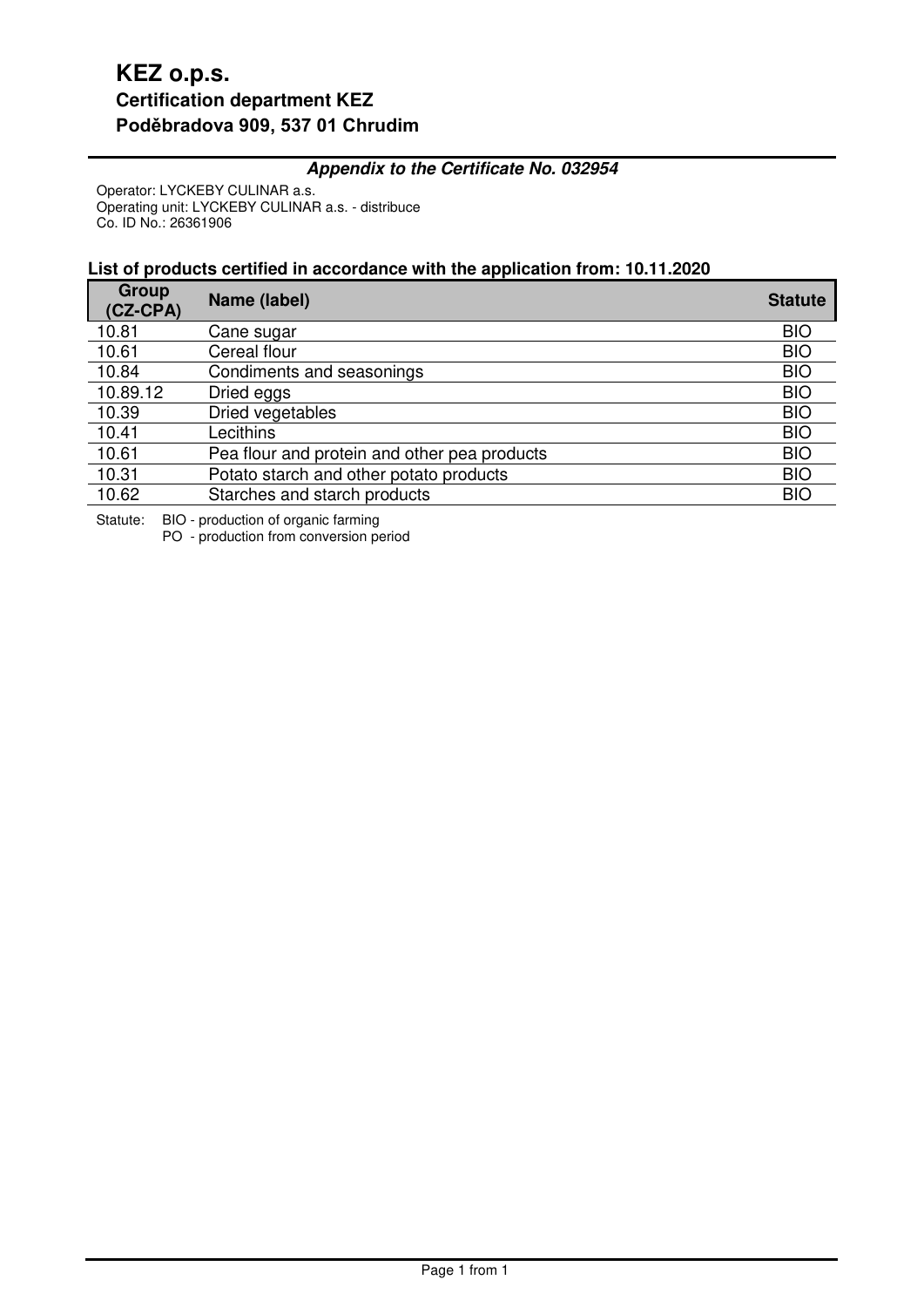# KEZ o.p.s.

## Certification department KEZ

## Poděbradova 909, 537 01 Chrudim

***Appendix to the Certificate No. 032954***

Operator: LYCKEBY CULINAR a.s.
Operating unit: LYCKEBY CULINAR a.s. - distribuce
Co. ID No.: 26361906

**List of products certified in accordance with the application from: 10.11.2020**

| Group (CZ-CPA) | Name (label) | Statute |
|---|---|---|
| 10.81 | Cane sugar | BIO |
| 10.61 | Cereal flour | BIO |
| 10.84 | Condiments and seasonings | BIO |
| 10.89.12 | Dried eggs | BIO |
| 10.39 | Dried vegetables | BIO |
| 10.41 | Lecithins | BIO |
| 10.61 | Pea flour and protein and other pea products | BIO |
| 10.31 | Potato starch and other potato products | BIO |
| 10.62 | Starches and starch products | BIO |

Statute: BIO - production of organic farming
PO - production from conversion period